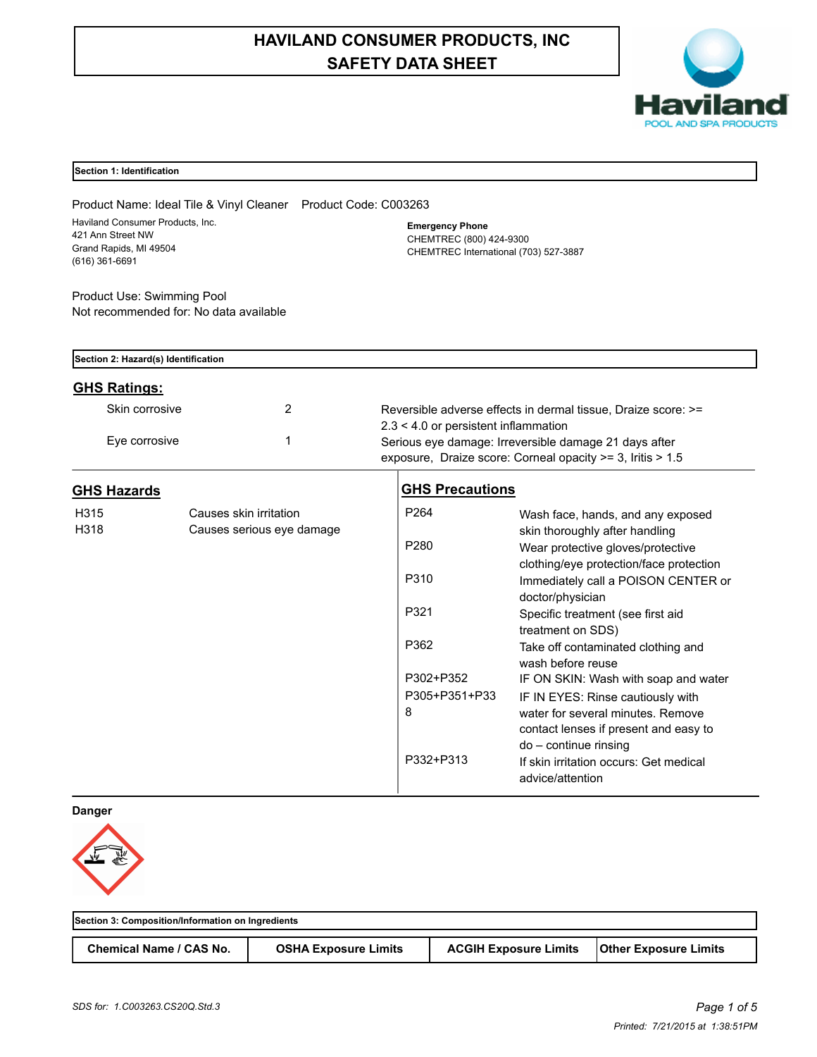# HAVILAND CONSUMER PRODUCTS, INC
# SAFETY DATA SHEET

Haviland
POOL AND SPA PRODUCTS

## Section 1: Identification

Product Name: Ideal Tile & Vinyl Cleaner    Product Code: C003263

Haviland Consumer Products, Inc.
421 Ann Street NW
Grand Rapids, MI 49504
(616) 361-6691

**Emergency Phone**
CHEMTREC (800) 424-9300
CHEMTREC International (703) 527-3887

Product Use: Swimming Pool
Not recommended for: No data available

## Section 2: Hazard(s) Identification

### GHS Ratings:

| | | |
|---|---|---|
| Skin corrosive | 2 | Reversible adverse effects in dermal tissue, Draize score: >= 2.3 < 4.0 or persistent inflammation |
| Eye corrosive | 1 | Serious eye damage: Irreversible damage 21 days after exposure, Draize score: Corneal opacity >= 3, Iritis > 1.5 |

### GHS Hazards

| | |
|---|---|
| H315 | Causes skin irritation |
| H318 | Causes serious eye damage |

### GHS Precautions

| | |
|---|---|
| P264 | Wash face, hands, and any exposed skin thoroughly after handling |
| P280 | Wear protective gloves/protective clothing/eye protection/face protection |
| P310 | Immediately call a POISON CENTER or doctor/physician |
| P321 | Specific treatment (see first aid treatment on SDS) |
| P362 | Take off contaminated clothing and wash before reuse |
| P302+P352 | IF ON SKIN: Wash with soap and water |
| P305+P351+P338 | IF IN EYES: Rinse cautiously with water for several minutes. Remove contact lenses if present and easy to do – continue rinsing |
| P332+P313 | If skin irritation occurs: Get medical advice/attention |

**Danger**

## Section 3: Composition/Information on Ingredients

| Chemical Name / CAS No. | OSHA Exposure Limits | ACGIH Exposure Limits | Other Exposure Limits |
|---|---|---|---|

*SDS for: 1.C003263.CS20Q.Std.3*

*Printed: 7/21/2015 at 1:38:51PM*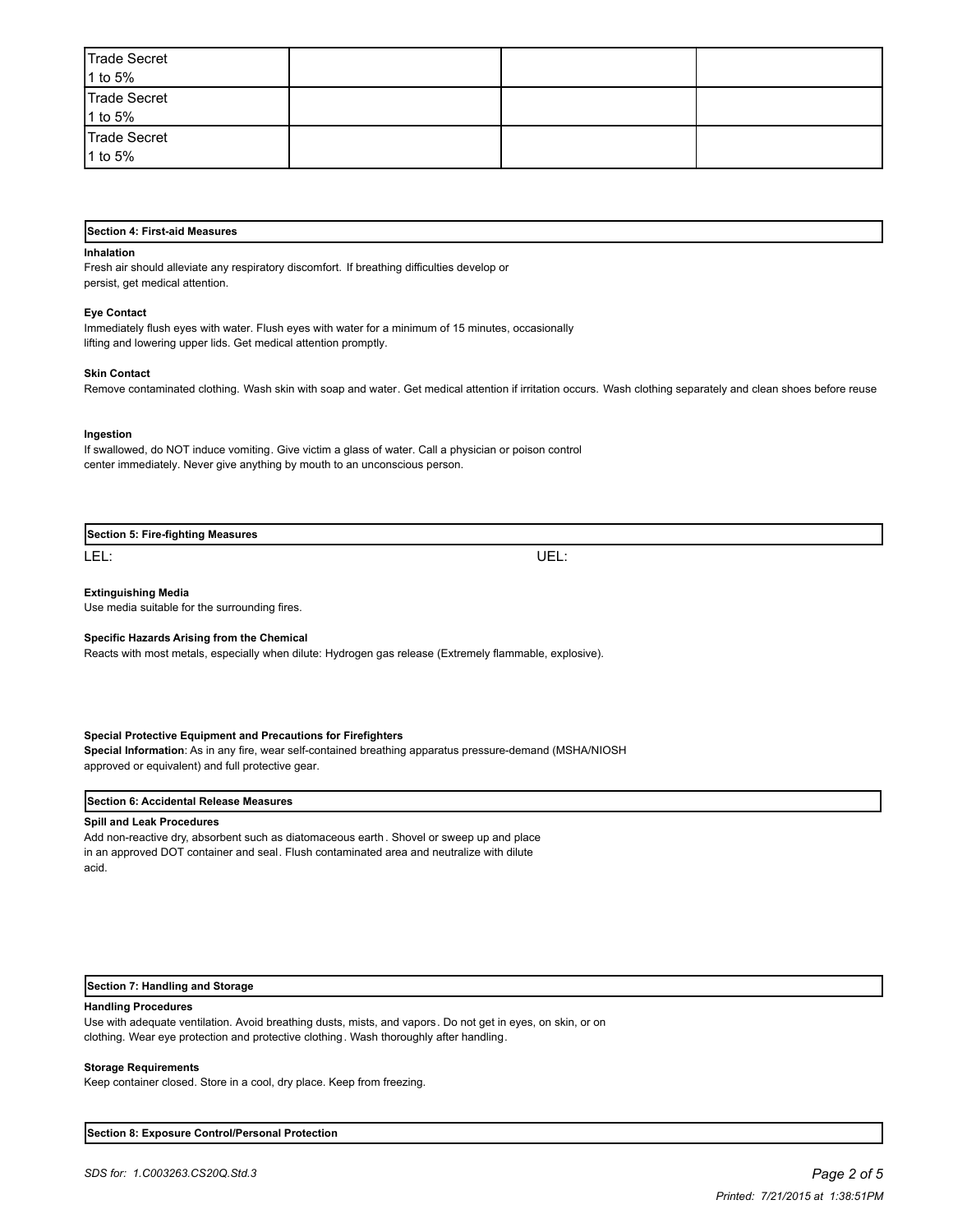| Trade Secret<br>1 to 5% | | | |
|---|---|---|---|
| Trade Secret<br>1 to 5% | | | |
| Trade Secret<br>1 to 5% | | | |

## Section 4: First-aid Measures

**Inhalation**

Fresh air should alleviate any respiratory discomfort. If breathing difficulties develop or persist, get medical attention.

**Eye Contact**

Immediately flush eyes with water. Flush eyes with water for a minimum of 15 minutes, occasionally lifting and lowering upper lids. Get medical attention promptly.

**Skin Contact**

Remove contaminated clothing. Wash skin with soap and water. Get medical attention if irritation occurs. Wash clothing separately and clean shoes before reuse

**Ingestion**

If swallowed, do NOT induce vomiting. Give victim a glass of water. Call a physician or poison control center immediately. Never give anything by mouth to an unconscious person.

## Section 5: Fire-fighting Measures

LEL: UEL:

**Extinguishing Media**

Use media suitable for the surrounding fires.

**Specific Hazards Arising from the Chemical**

Reacts with most metals, especially when dilute: Hydrogen gas release (Extremely flammable, explosive).

**Special Protective Equipment and Precautions for Firefighters**

**Special Information**: As in any fire, wear self-contained breathing apparatus pressure-demand (MSHA/NIOSH approved or equivalent) and full protective gear.

## Section 6: Accidental Release Measures

**Spill and Leak Procedures**

Add non-reactive dry, absorbent such as diatomaceous earth. Shovel or sweep up and place in an approved DOT container and seal. Flush contaminated area and neutralize with dilute acid.

## Section 7: Handling and Storage

**Handling Procedures**

Use with adequate ventilation. Avoid breathing dusts, mists, and vapors. Do not get in eyes, on skin, or on clothing. Wear eye protection and protective clothing. Wash thoroughly after handling.

**Storage Requirements**

Keep container closed. Store in a cool, dry place. Keep from freezing.

## Section 8: Exposure Control/Personal Protection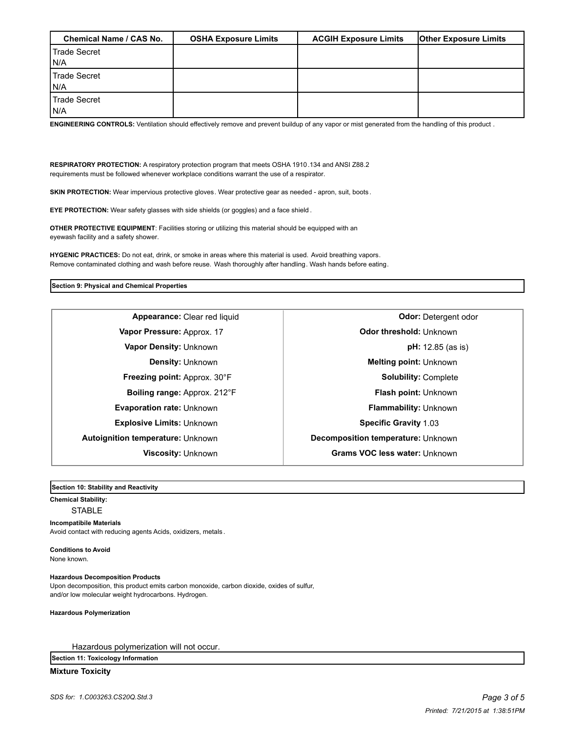| Chemical Name / CAS No. | OSHA Exposure Limits | ACGIH Exposure Limits | Other Exposure Limits |
|---|---|---|---|
| Trade Secret<br>N/A | | | |
| Trade Secret<br>N/A | | | |
| Trade Secret<br>N/A | | | |

**ENGINEERING CONTROLS:** Ventilation should effectively remove and prevent buildup of any vapor or mist generated from the handling of this product .

**RESPIRATORY PROTECTION:** A respiratory protection program that meets OSHA 1910.134 and ANSI Z88.2 requirements must be followed whenever workplace conditions warrant the use of a respirator.

**SKIN PROTECTION:** Wear impervious protective gloves. Wear protective gear as needed - apron, suit, boots.

**EYE PROTECTION:** Wear safety glasses with side shields (or goggles) and a face shield.

**OTHER PROTECTIVE EQUIPMENT**: Facilities storing or utilizing this material should be equipped with an eyewash facility and a safety shower.

**HYGENIC PRACTICES:** Do not eat, drink, or smoke in areas where this material is used. Avoid breathing vapors. Remove contaminated clothing and wash before reuse. Wash thoroughly after handling. Wash hands before eating.

## Section 9: Physical and Chemical Properties

| | | | |
|---|---|---|---|
| **Appearance:** | Clear red liquid | **Odor:** | Detergent odor |
| **Vapor Pressure:** | Approx. 17 | **Odor threshold:** | Unknown |
| **Vapor Density:** | Unknown | **pH:** | 12.85 (as is) |
| **Density:** | Unknown | **Melting point:** | Unknown |
| **Freezing point:** | Approx. 30°F | **Solubility:** | Complete |
| **Boiling range:** | Approx. 212°F | **Flash point:** | Unknown |
| **Evaporation rate:** | Unknown | **Flammability:** | Unknown |
| **Explosive Limits:** | Unknown | **Specific Gravity** | 1.03 |
| **Autoignition temperature:** | Unknown | **Decomposition temperature:** | Unknown |
| **Viscosity:** | Unknown | **Grams VOC less water:** | Unknown |

## Section 10: Stability and Reactivity

**Chemical Stability:**

STABLE

**Incompatibile Materials**

Avoid contact with reducing agents Acids, oxidizers, metals.

**Conditions to Avoid**

None known.

**Hazardous Decomposition Products**

Upon decomposition, this product emits carbon monoxide, carbon dioxide, oxides of sulfur, and/or low molecular weight hydrocarbons. Hydrogen.

**Hazardous Polymerization**

Hazardous polymerization will not occur.

## Section 11: Toxicology Information

**Mixture Toxicity**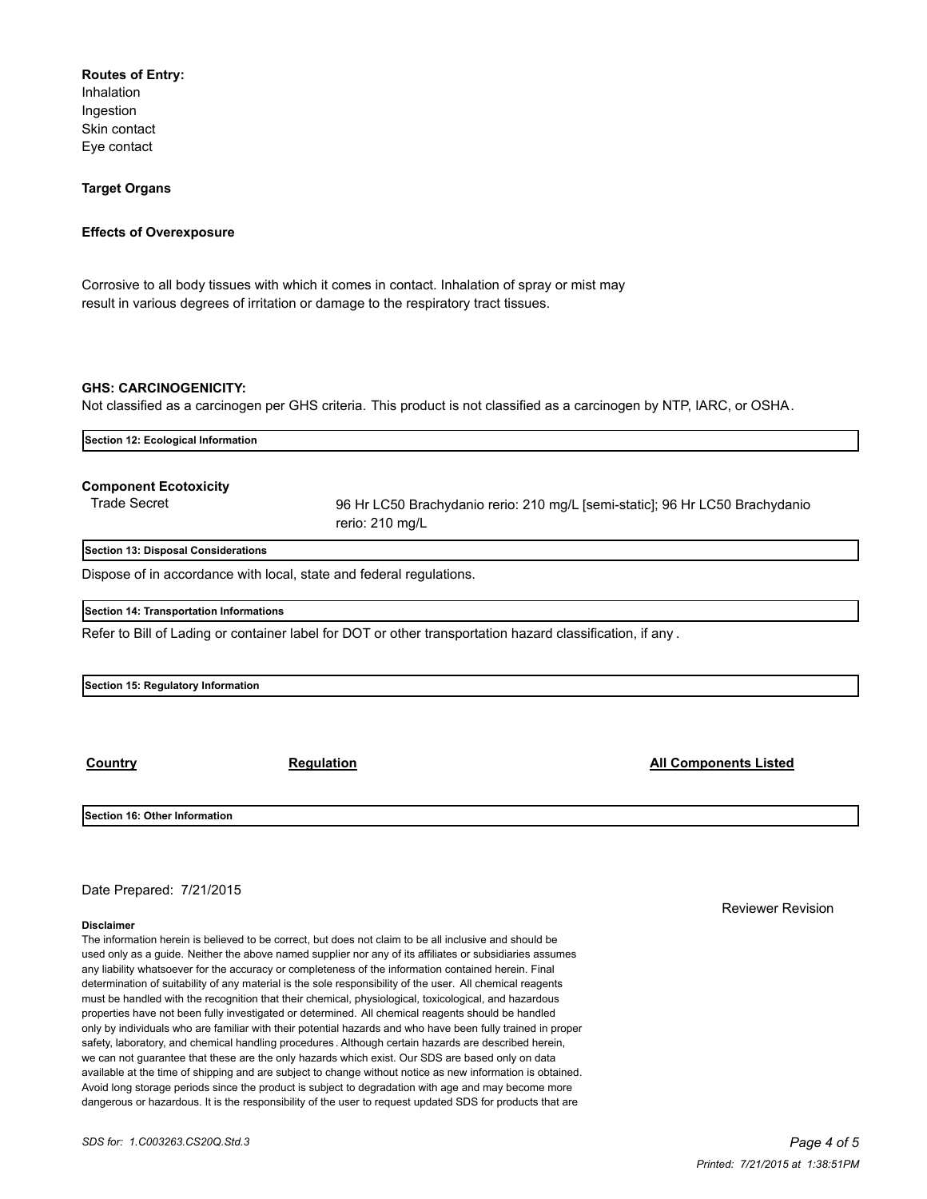**Routes of Entry:**
Inhalation
Ingestion
Skin contact
Eye contact

**Target Organs**

**Effects of Overexposure**

Corrosive to all body tissues with which it comes in contact. Inhalation of spray or mist may result in various degrees of irritation or damage to the respiratory tract tissues.

**GHS: CARCINOGENICITY:**
Not classified as a carcinogen per GHS criteria. This product is not classified as a carcinogen by NTP, IARC, or OSHA.

## Section 12: Ecological Information

**Component Ecotoxicity**

| | |
|---|---|
| Trade Secret | 96 Hr LC50 Brachydanio rerio: 210 mg/L [semi-static]; 96 Hr LC50 Brachydanio rerio: 210 mg/L |

## Section 13: Disposal Considerations

Dispose of in accordance with local, state and federal regulations.

## Section 14: Transportation Informations

Refer to Bill of Lading or container label for DOT or other transportation hazard classification, if any.

## Section 15: Regulatory Information

| Country | Regulation | All Components Listed |
|---|---|---|

## Section 16: Other Information

Date Prepared: 7/21/2015

Reviewer Revision

**Disclaimer**
The information herein is believed to be correct, but does not claim to be all inclusive and should be used only as a guide. Neither the above named supplier nor any of its affiliates or subsidiaries assumes any liability whatsoever for the accuracy or completeness of the information contained herein. Final determination of suitability of any material is the sole responsibility of the user. All chemical reagents must be handled with the recognition that their chemical, physiological, toxicological, and hazardous properties have not been fully investigated or determined. All chemical reagents should be handled only by individuals who are familiar with their potential hazards and who have been fully trained in proper safety, laboratory, and chemical handling procedures. Although certain hazards are described herein, we can not guarantee that these are the only hazards which exist. Our SDS are based only on data available at the time of shipping and are subject to change without notice as new information is obtained. Avoid long storage periods since the product is subject to degradation with age and may become more dangerous or hazardous. It is the responsibility of the user to request updated SDS for products that are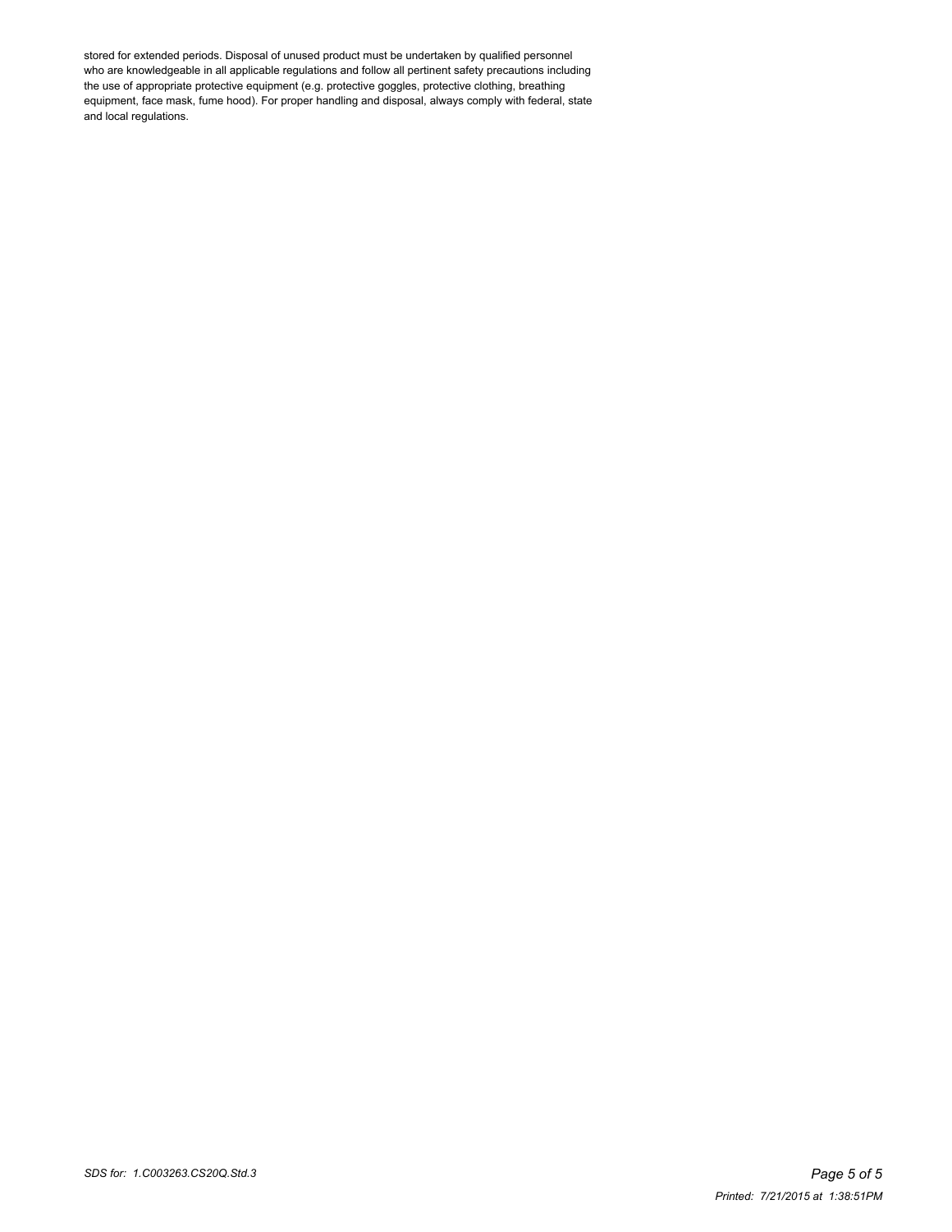stored for extended periods. Disposal of unused product must be undertaken by qualified personnel who are knowledgeable in all applicable regulations and follow all pertinent safety precautions including the use of appropriate protective equipment (e.g. protective goggles, protective clothing, breathing equipment, face mask, fume hood). For proper handling and disposal, always comply with federal, state and local regulations.